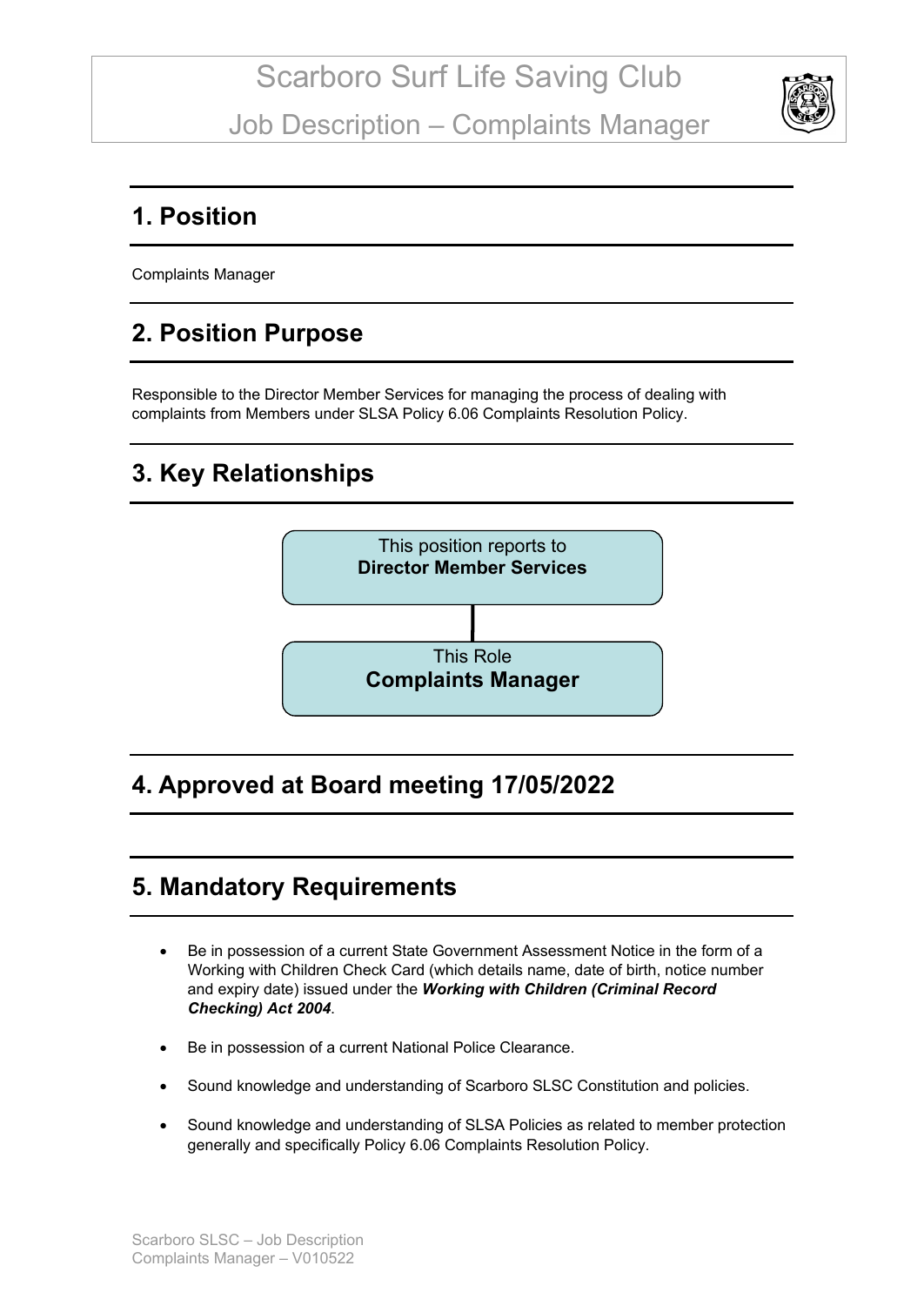# Scarboro Surf Life Saving Club

# Job Description – Complaints Manager

## 1. Position

Complaints Manager

## 2. Position Purpose

Responsible to the Director Member Services for managing the process of dealing with complaints from Members under SLSA Policy 6.06 Complaints Resolution Policy.

## 3. Key Relationships

This position reports to
**Director Member Services**

This Role
**Complaints Manager**

## 4. Approved at Board meeting 17/05/2022

## 5. Mandatory Requirements

- Be in possession of a current State Government Assessment Notice in the form of a Working with Children Check Card (which details name, date of birth, notice number and expiry date) issued under the ***Working with Children (Criminal Record Checking) Act 2004***.
- Be in possession of a current National Police Clearance.
- Sound knowledge and understanding of Scarboro SLSC Constitution and policies.
- Sound knowledge and understanding of SLSA Policies as related to member protection generally and specifically Policy 6.06 Complaints Resolution Policy.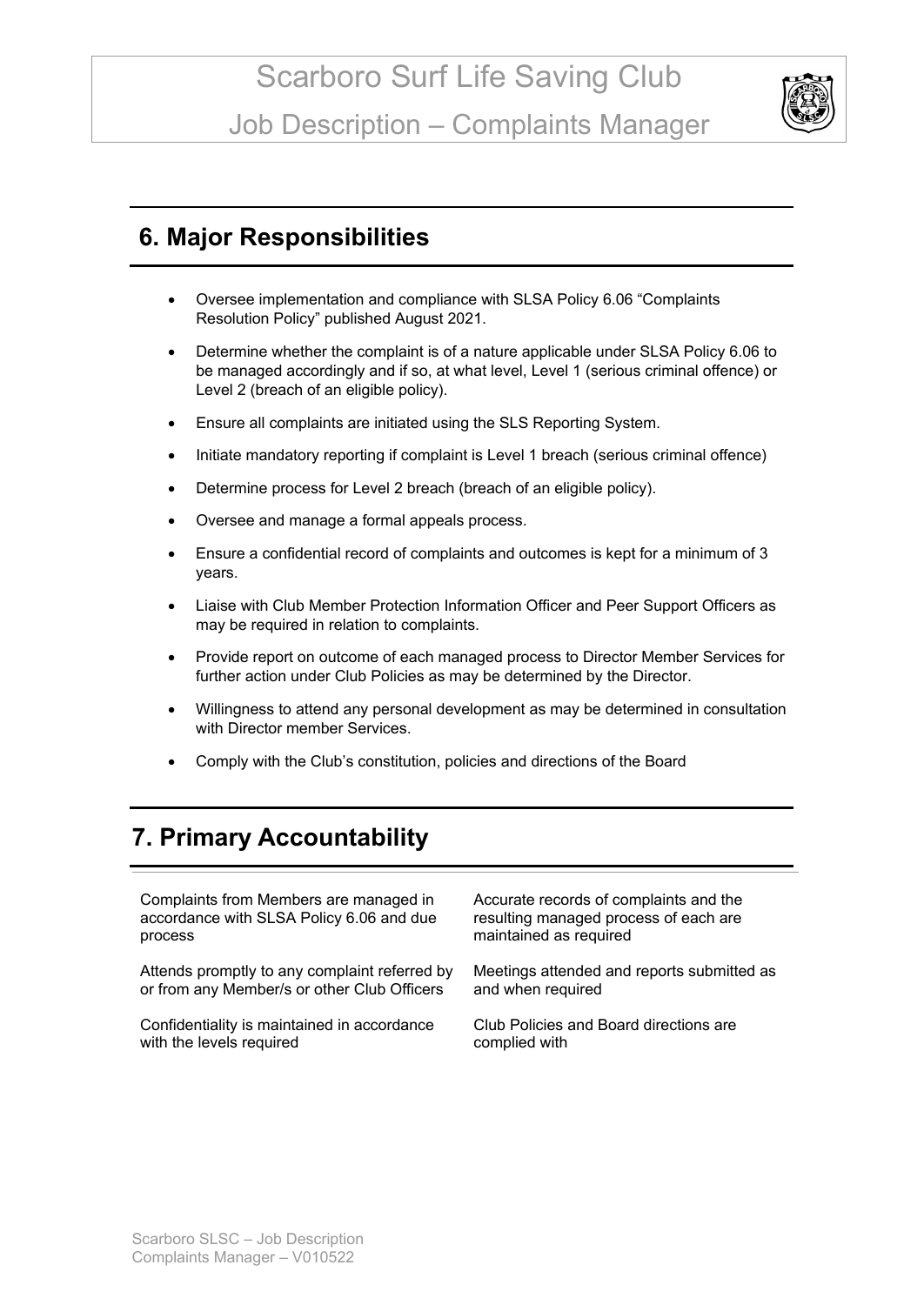## 6. Major Responsibilities

- Oversee implementation and compliance with SLSA Policy 6.06 “Complaints Resolution Policy” published August 2021.
- Determine whether the complaint is of a nature applicable under SLSA Policy 6.06 to be managed accordingly and if so, at what level, Level 1 (serious criminal offence) or Level 2 (breach of an eligible policy).
- Ensure all complaints are initiated using the SLS Reporting System.
- Initiate mandatory reporting if complaint is Level 1 breach (serious criminal offence)
- Determine process for Level 2 breach (breach of an eligible policy).
- Oversee and manage a formal appeals process.
- Ensure a confidential record of complaints and outcomes is kept for a minimum of 3 years.
- Liaise with Club Member Protection Information Officer and Peer Support Officers as may be required in relation to complaints.
- Provide report on outcome of each managed process to Director Member Services for further action under Club Policies as may be determined by the Director.
- Willingness to attend any personal development as may be determined in consultation with Director member Services.
- Comply with the Club’s constitution, policies and directions of the Board

## 7. Primary Accountability

| | |
|---|---|
| Complaints from Members are managed in accordance with SLSA Policy 6.06 and due process | Accurate records of complaints and the resulting managed process of each are maintained as required |
| Attends promptly to any complaint referred by or from any Member/s or other Club Officers | Meetings attended and reports submitted as and when required |
| Confidentiality is maintained in accordance with the levels required | Club Policies and Board directions are complied with |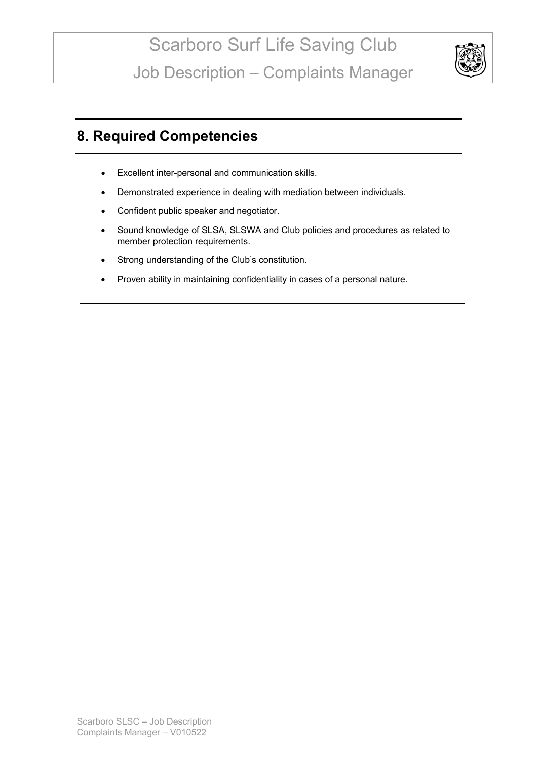## 8. Required Competencies

- Excellent inter-personal and communication skills.
- Demonstrated experience in dealing with mediation between individuals.
- Confident public speaker and negotiator.
- Sound knowledge of SLSA, SLSWA and Club policies and procedures as related to member protection requirements.
- Strong understanding of the Club's constitution.
- Proven ability in maintaining confidentiality in cases of a personal nature.